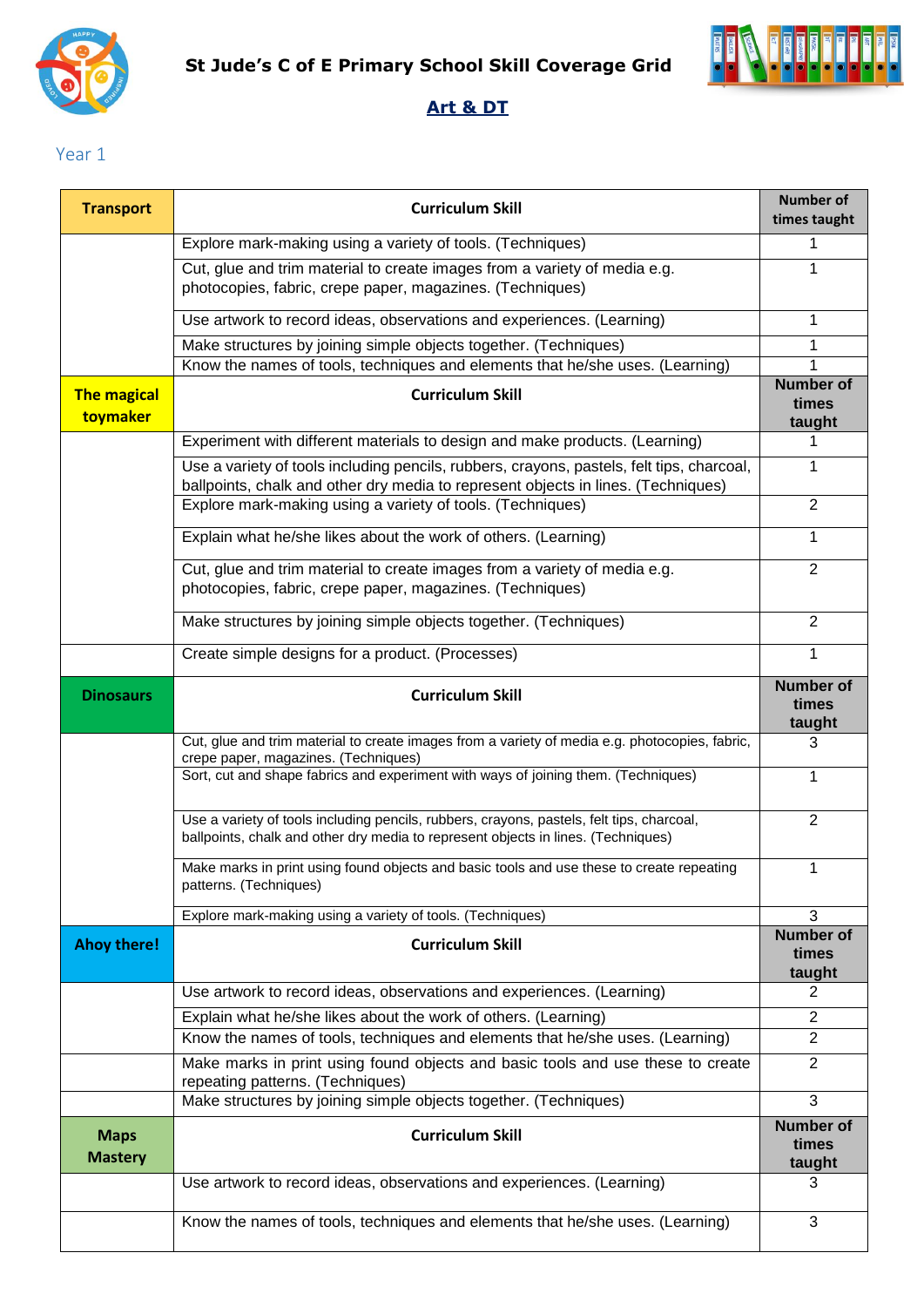# St Jude's C of E Primary School Skill Coverage Grid

## Art & DT

### Year 1

| Transport | Curriculum Skill | Number of times taught |
|---|---|---|
| | Explore mark-making using a variety of tools. (Techniques) | 1 |
| | Cut, glue and trim material to create images from a variety of media e.g. photocopies, fabric, crepe paper, magazines. (Techniques) | 1 |
| | Use artwork to record ideas, observations and experiences. (Learning) | 1 |
| | Make structures by joining simple objects together. (Techniques) | 1 |
| | Know the names of tools, techniques and elements that he/she uses. (Learning) | 1 |
| **The magical toymaker** | **Curriculum Skill** | **Number of times taught** |
| | Experiment with different materials to design and make products. (Learning) | 1 |
| | Use a variety of tools including pencils, rubbers, crayons, pastels, felt tips, charcoal, ballpoints, chalk and other dry media to represent objects in lines. (Techniques) | 1 |
| | Explore mark-making using a variety of tools. (Techniques) | 2 |
| | Explain what he/she likes about the work of others. (Learning) | 1 |
| | Cut, glue and trim material to create images from a variety of media e.g. photocopies, fabric, crepe paper, magazines. (Techniques) | 2 |
| | Make structures by joining simple objects together. (Techniques) | 2 |
| | Create simple designs for a product. (Processes) | 1 |
| **Dinosaurs** | **Curriculum Skill** | **Number of times taught** |
| | Cut, glue and trim material to create images from a variety of media e.g. photocopies, fabric, crepe paper, magazines. (Techniques) | 3 |
| | Sort, cut and shape fabrics and experiment with ways of joining them. (Techniques) | 1 |
| | Use a variety of tools including pencils, rubbers, crayons, pastels, felt tips, charcoal, ballpoints, chalk and other dry media to represent objects in lines. (Techniques) | 2 |
| | Make marks in print using found objects and basic tools and use these to create repeating patterns. (Techniques) | 1 |
| | Explore mark-making using a variety of tools. (Techniques) | 3 |
| **Ahoy there!** | **Curriculum Skill** | **Number of times taught** |
| | Use artwork to record ideas, observations and experiences. (Learning) | 2 |
| | Explain what he/she likes about the work of others. (Learning) | 2 |
| | Know the names of tools, techniques and elements that he/she uses. (Learning) | 2 |
| | Make marks in print using found objects and basic tools and use these to create repeating patterns. (Techniques) | 2 |
| | Make structures by joining simple objects together. (Techniques) | 3 |
| **Maps Mastery** | **Curriculum Skill** | **Number of times taught** |
| | Use artwork to record ideas, observations and experiences. (Learning) | 3 |
| | Know the names of tools, techniques and elements that he/she uses. (Learning) | 3 |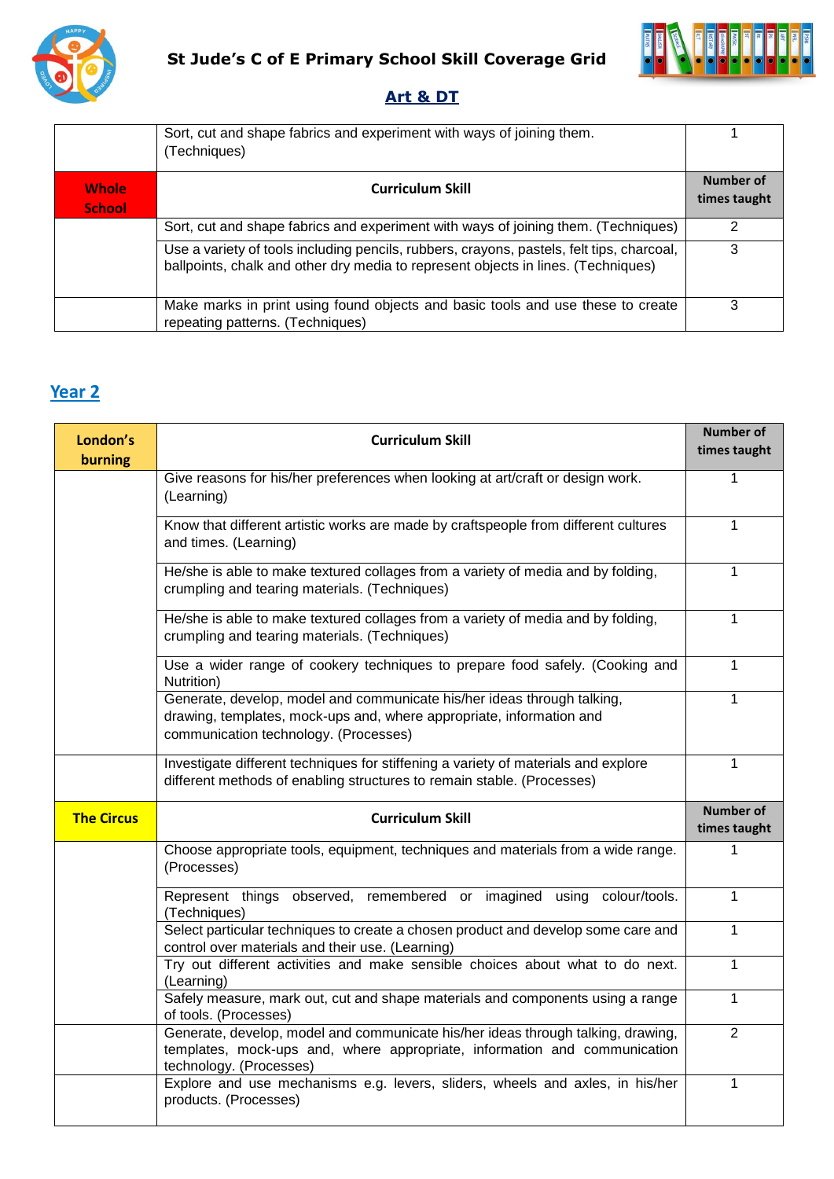# St Jude's C of E Primary School Skill Coverage Grid

## Art & DT

| | Sort, cut and shape fabrics and experiment with ways of joining them. (Techniques) | 1 |
|---|---|---|
| **Whole School** | **Curriculum Skill** | **Number of times taught** |
| | Sort, cut and shape fabrics and experiment with ways of joining them. (Techniques) | 2 |
| | Use a variety of tools including pencils, rubbers, crayons, pastels, felt tips, charcoal, ballpoints, chalk and other dry media to represent objects in lines. (Techniques) | 3 |
| | Make marks in print using found objects and basic tools and use these to create repeating patterns. (Techniques) | 3 |

## Year 2

| London's burning | Curriculum Skill | Number of times taught |
|---|---|---|
| | Give reasons for his/her preferences when looking at art/craft or design work. (Learning) | 1 |
| | Know that different artistic works are made by craftspeople from different cultures and times. (Learning) | 1 |
| | He/she is able to make textured collages from a variety of media and by folding, crumpling and tearing materials. (Techniques) | 1 |
| | He/she is able to make textured collages from a variety of media and by folding, crumpling and tearing materials. (Techniques) | 1 |
| | Use a wider range of cookery techniques to prepare food safely. (Cooking and Nutrition) | 1 |
| | Generate, develop, model and communicate his/her ideas through talking, drawing, templates, mock-ups and, where appropriate, information and communication technology. (Processes) | 1 |
| | Investigate different techniques for stiffening a variety of materials and explore different methods of enabling structures to remain stable. (Processes) | 1 |
| **The Circus** | **Curriculum Skill** | **Number of times taught** |
| | Choose appropriate tools, equipment, techniques and materials from a wide range. (Processes) | 1 |
| | Represent things observed, remembered or imagined using colour/tools. (Techniques) | 1 |
| | Select particular techniques to create a chosen product and develop some care and control over materials and their use. (Learning) | 1 |
| | Try out different activities and make sensible choices about what to do next. (Learning) | 1 |
| | Safely measure, mark out, cut and shape materials and components using a range of tools. (Processes) | 1 |
| | Generate, develop, model and communicate his/her ideas through talking, drawing, templates, mock-ups and, where appropriate, information and communication technology. (Processes) | 2 |
| | Explore and use mechanisms e.g. levers, sliders, wheels and axles, in his/her products. (Processes) | 1 |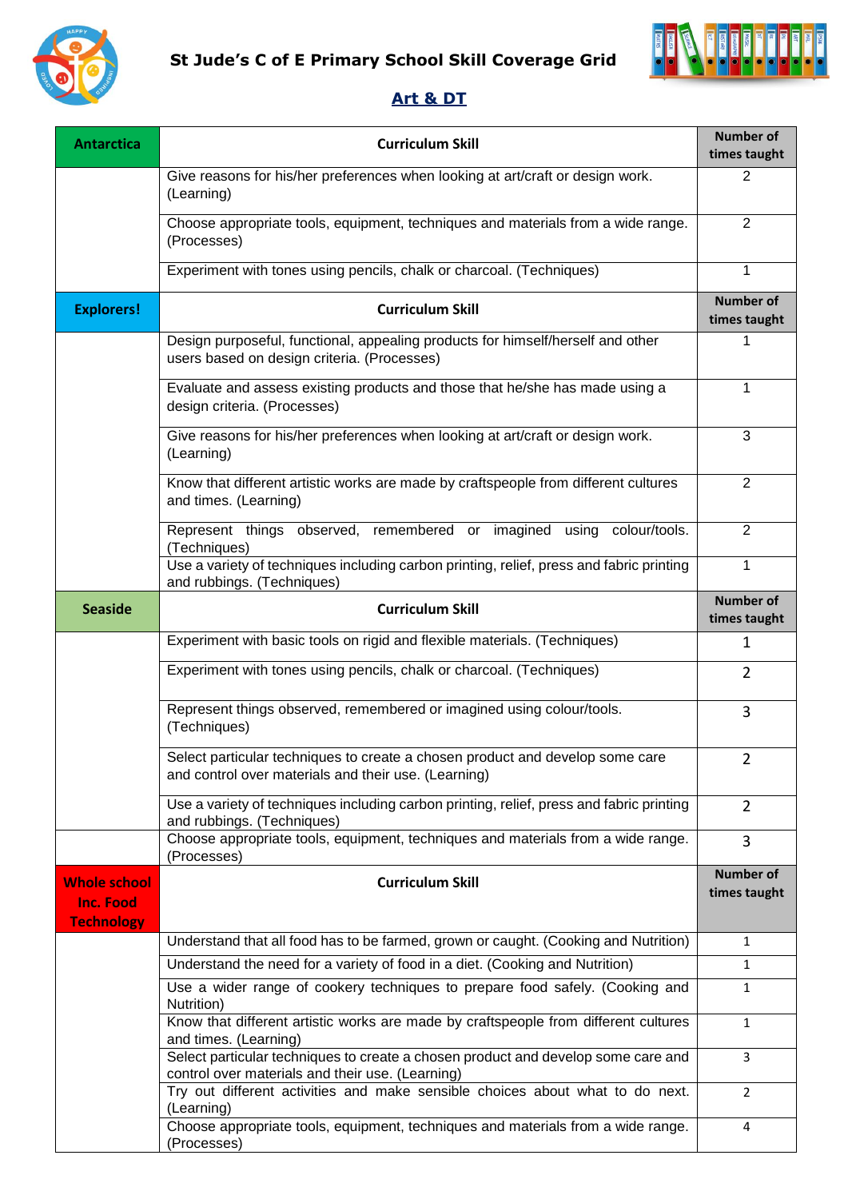# St Jude's C of E Primary School Skill Coverage Grid

## Art & DT

| Antarctica | Curriculum Skill | Number of times taught |
|---|---|---|
| | Give reasons for his/her preferences when looking at art/craft or design work. (Learning) | 2 |
| | Choose appropriate tools, equipment, techniques and materials from a wide range. (Processes) | 2 |
| | Experiment with tones using pencils, chalk or charcoal. (Techniques) | 1 |
| **Explorers!** | **Curriculum Skill** | **Number of times taught** |
| | Design purposeful, functional, appealing products for himself/herself and other users based on design criteria. (Processes) | 1 |
| | Evaluate and assess existing products and those that he/she has made using a design criteria. (Processes) | 1 |
| | Give reasons for his/her preferences when looking at art/craft or design work. (Learning) | 3 |
| | Know that different artistic works are made by craftspeople from different cultures and times. (Learning) | 2 |
| | Represent things observed, remembered or imagined using colour/tools. (Techniques) | 2 |
| | Use a variety of techniques including carbon printing, relief, press and fabric printing and rubbings. (Techniques) | 1 |
| **Seaside** | **Curriculum Skill** | **Number of times taught** |
| | Experiment with basic tools on rigid and flexible materials. (Techniques) | 1 |
| | Experiment with tones using pencils, chalk or charcoal. (Techniques) | 2 |
| | Represent things observed, remembered or imagined using colour/tools. (Techniques) | 3 |
| | Select particular techniques to create a chosen product and develop some care and control over materials and their use. (Learning) | 2 |
| | Use a variety of techniques including carbon printing, relief, press and fabric printing and rubbings. (Techniques) | 2 |
| | Choose appropriate tools, equipment, techniques and materials from a wide range. (Processes) | 3 |
| **Whole school Inc. Food Technology** | **Curriculum Skill** | **Number of times taught** |
| | Understand that all food has to be farmed, grown or caught. (Cooking and Nutrition) | 1 |
| | Understand the need for a variety of food in a diet. (Cooking and Nutrition) | 1 |
| | Use a wider range of cookery techniques to prepare food safely. (Cooking and Nutrition) | 1 |
| | Know that different artistic works are made by craftspeople from different cultures and times. (Learning) | 1 |
| | Select particular techniques to create a chosen product and develop some care and control over materials and their use. (Learning) | 3 |
| | Try out different activities and make sensible choices about what to do next. (Learning) | 2 |
| | Choose appropriate tools, equipment, techniques and materials from a wide range. (Processes) | 4 |